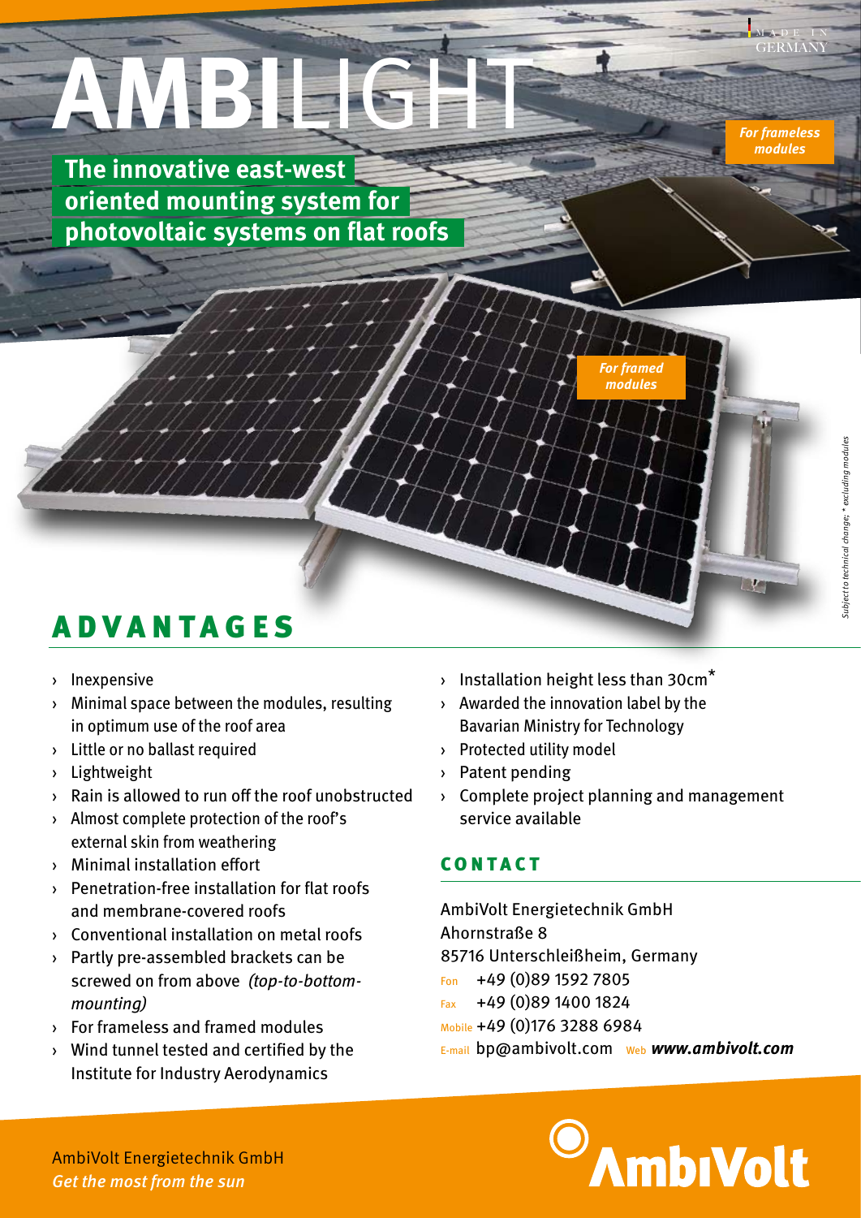# AMBILIGHT

MADE IN GERMANY

**The innovative east-west oriented mounting system for photovoltaic systems on flat roofs**

*For frameless modules*

*For framed modules*

*Subject to technical change; * excluding modules*

## ADVANTAGES

- Inexpensive
- Minimal space between the modules, resulting in optimum use of the roof area
- Little or no ballast required
- Lightweight
- Rain is allowed to run off the roof unobstructed
- Almost complete protection of the roof's external skin from weathering
- Minimal installation effort
- Penetration-free installation for flat roofs and membrane-covered roofs
- Conventional installation on metal roofs
- Partly pre-assembled brackets can be screwed on from above *(top-to-bottom-mounting)*
- For frameless and framed modules
- Wind tunnel tested and certified by the Institute for Industry Aerodynamics
- Installation height less than 30cm*
- Awarded the innovation label by the Bavarian Ministry for Technology
- Protected utility model
- Patent pending
- Complete project planning and management service available

## CONTACT

AmbiVolt Energietechnik GmbH
Ahornstraße 8
85716 Unterschleißheim, Germany
Fon +49 (0)89 1592 7805
Fax +49 (0)89 1400 1824
Mobile +49 (0)176 3288 6984
E-mail bp@ambivolt.com Web ***www.ambivolt.com***

AmbiVolt Energietechnik GmbH
*Get the most from the sun*

AmbiVolt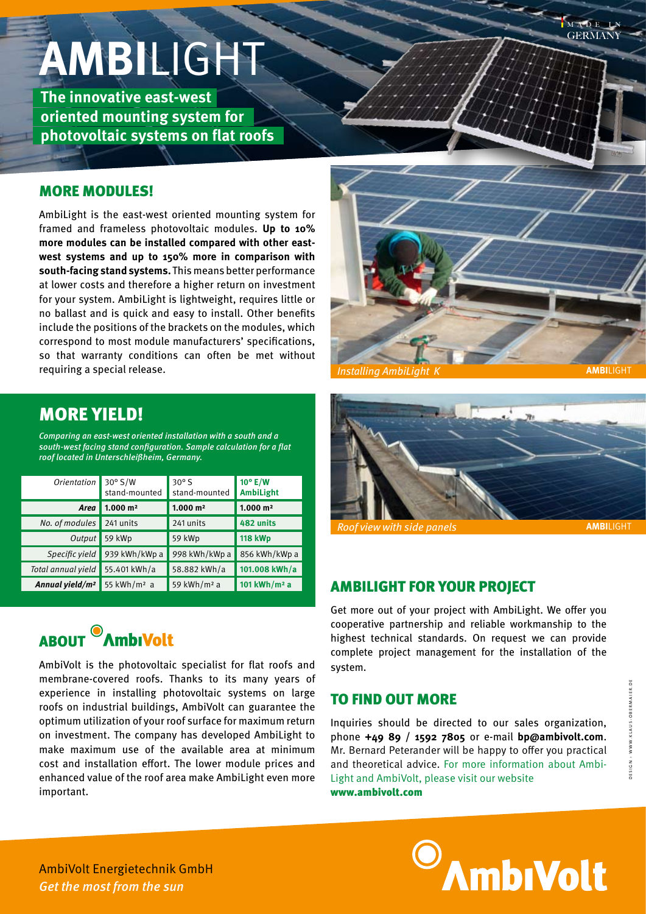MADE IN GERMANY

# AMBILIGHT

**The innovative east-west oriented mounting system for photovoltaic systems on flat roofs**

## MORE MODULES!

AmbiLight is the east-west oriented mounting system for framed and frameless photovoltaic modules. **Up to 10% more modules can be installed compared with other east-west systems and up to 150% more in comparison with south-facing stand systems.** This means better performance at lower costs and therefore a higher return on investment for your system. AmbiLight is lightweight, requires little or no ballast and is quick and easy to install. Other benefits include the positions of the brackets on the modules, which correspond to most module manufacturers' specifications, so that warranty conditions can often be met without requiring a special release.

*Installing AmbiLight K* AMBILIGHT

## MORE YIELD!

*Comparing an east-west oriented installation with a south and a south-west facing stand configuration. Sample calculation for a flat roof located in Unterschleißheim, Germany.*

| *Orientation* | 30° S/W stand-mounted | 30° S stand-mounted | **10° E/W AmbiLight** |
|---|---|---|---|
| ***Area*** | **1.000 m²** | **1.000 m²** | **1.000 m²** |
| *No. of modules* | 241 units | 241 units | **482 units** |
| *Output* | 59 kWp | 59 kWp | **118 kWp** |
| *Specific yield* | 939 kWh/kWp a | 998 kWh/kWp a | 856 kWh/kWp a |
| *Total annual yield* | 55.401 kWh/a | 58.882 kWh/a | **101.008 kWh/a** |
| ***Annual yield/m²*** | 55 kWh/m² a | 59 kWh/m² a | **101 kWh/m² a** |

*Roof view with side panels* AMBILIGHT

## ABOUT AmbiVolt

AmbiVolt is the photovoltaic specialist for flat roofs and membrane-covered roofs. Thanks to its many years of experience in installing photovoltaic systems on large roofs on industrial buildings, AmbiVolt can guarantee the optimum utilization of your roof surface for maximum return on investment. The company has developed AmbiLight to make maximum use of the available area at minimum cost and installation effort. The lower module prices and enhanced value of the roof area make AmbiLight even more important.

## AMBILIGHT FOR YOUR PROJECT

Get more out of your project with AmbiLight. We offer you cooperative partnership and reliable workmanship to the highest technical standards. On request we can provide complete project management for the installation of the system.

## TO FIND OUT MORE

Inquiries should be directed to our sales organization, phone **+49 89 / 1592 7805** or e-mail **bp@ambivolt.com**. Mr. Bernard Peterander will be happy to offer you practical and theoretical advice. For more information about AmbiLight and AmbiVolt, please visit our website **www.ambivolt.com**

DESIGN · WWW.KLAUS-OBERMAIER.DE

AmbiVolt Energietechnik GmbH
*Get the most from the sun*

AmbiVolt